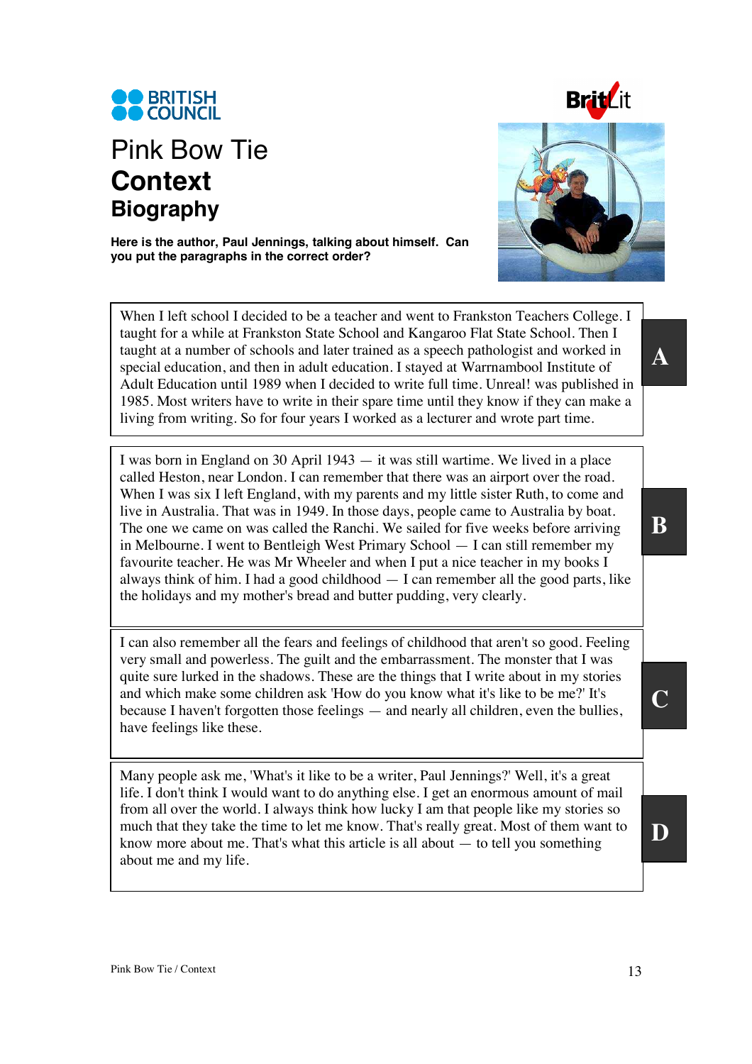BRITISH COUNCIL

BritLit

# Pink Bow Tie

## Context

### Biography

**Here is the author, Paul Jennings, talking about himself. Can you put the paragraphs in the correct order?**

**A**

When I left school I decided to be a teacher and went to Frankston Teachers College. I taught for a while at Frankston State School and Kangaroo Flat State School. Then I taught at a number of schools and later trained as a speech pathologist and worked in special education, and then in adult education. I stayed at Warrnambool Institute of Adult Education until 1989 when I decided to write full time. Unreal! was published in 1985. Most writers have to write in their spare time until they know if they can make a living from writing. So for four years I worked as a lecturer and wrote part time.

**B**

I was born in England on 30 April 1943 — it was still wartime. We lived in a place called Heston, near London. I can remember that there was an airport over the road. When I was six I left England, with my parents and my little sister Ruth, to come and live in Australia. That was in 1949. In those days, people came to Australia by boat. The one we came on was called the Ranchi. We sailed for five weeks before arriving in Melbourne. I went to Bentleigh West Primary School — I can still remember my favourite teacher. He was Mr Wheeler and when I put a nice teacher in my books I always think of him. I had a good childhood — I can remember all the good parts, like the holidays and my mother's bread and butter pudding, very clearly.

**C**

I can also remember all the fears and feelings of childhood that aren't so good. Feeling very small and powerless. The guilt and the embarrassment. The monster that I was quite sure lurked in the shadows. These are the things that I write about in my stories and which make some children ask 'How do you know what it's like to be me?' It's because I haven't forgotten those feelings — and nearly all children, even the bullies, have feelings like these.

**D**

Many people ask me, 'What's it like to be a writer, Paul Jennings?' Well, it's a great life. I don't think I would want to do anything else. I get an enormous amount of mail from all over the world. I always think how lucky I am that people like my stories so much that they take the time to let me know. That's really great. Most of them want to know more about me. That's what this article is all about — to tell you something about me and my life.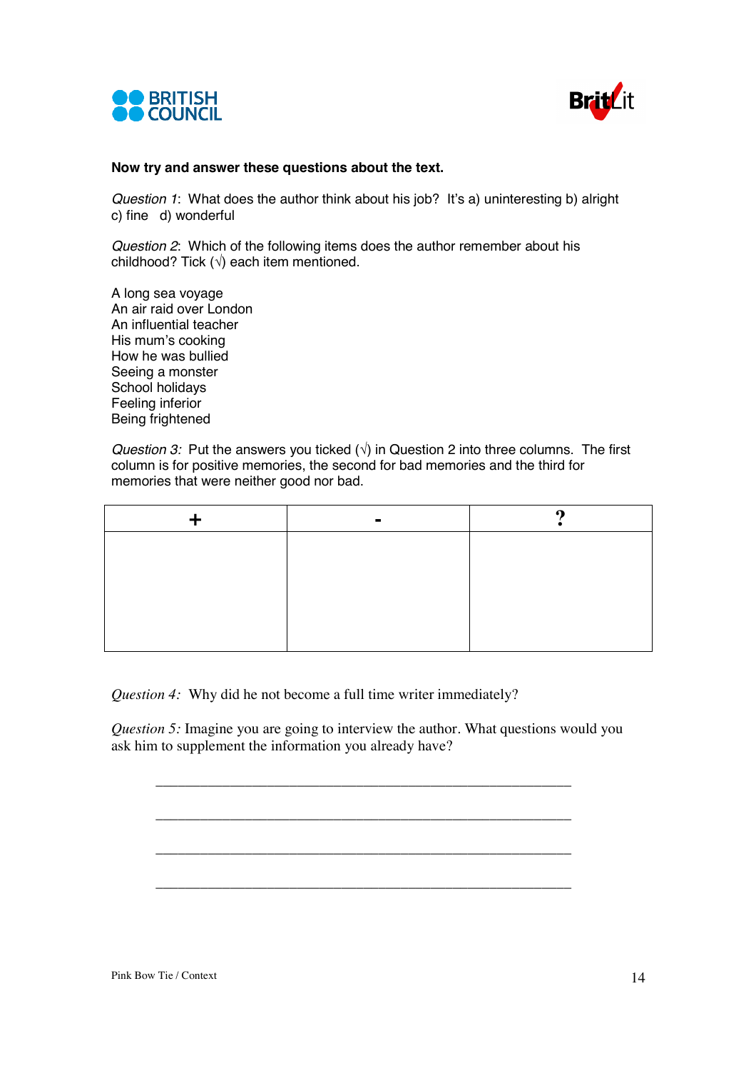**Now try and answer these questions about the text.**

*Question 1*: What does the author think about his job? It's a) uninteresting b) alright c) fine d) wonderful

*Question 2*: Which of the following items does the author remember about his childhood? Tick (√) each item mentioned.

A long sea voyage
An air raid over London
An influential teacher
His mum's cooking
How he was bullied
Seeing a monster
School holidays
Feeling inferior
Being frightened

*Question 3:* Put the answers you ticked (√) in Question 2 into three columns. The first column is for positive memories, the second for bad memories and the third for memories that were neither good nor bad.

| + | - | ? |
|---|---|---|
| | | |

*Question 4:* Why did he not become a full time writer immediately?

*Question 5:* Imagine you are going to interview the author. What questions would you ask him to supplement the information you already have?

\_\_\_\_\_\_\_\_\_\_\_\_\_\_\_\_\_\_\_\_\_\_\_\_\_\_\_\_\_\_\_\_\_\_\_\_\_\_\_\_\_\_\_\_\_\_\_\_\_\_\_\_

\_\_\_\_\_\_\_\_\_\_\_\_\_\_\_\_\_\_\_\_\_\_\_\_\_\_\_\_\_\_\_\_\_\_\_\_\_\_\_\_\_\_\_\_\_\_\_\_\_\_\_\_

\_\_\_\_\_\_\_\_\_\_\_\_\_\_\_\_\_\_\_\_\_\_\_\_\_\_\_\_\_\_\_\_\_\_\_\_\_\_\_\_\_\_\_\_\_\_\_\_\_\_\_\_

\_\_\_\_\_\_\_\_\_\_\_\_\_\_\_\_\_\_\_\_\_\_\_\_\_\_\_\_\_\_\_\_\_\_\_\_\_\_\_\_\_\_\_\_\_\_\_\_\_\_\_\_